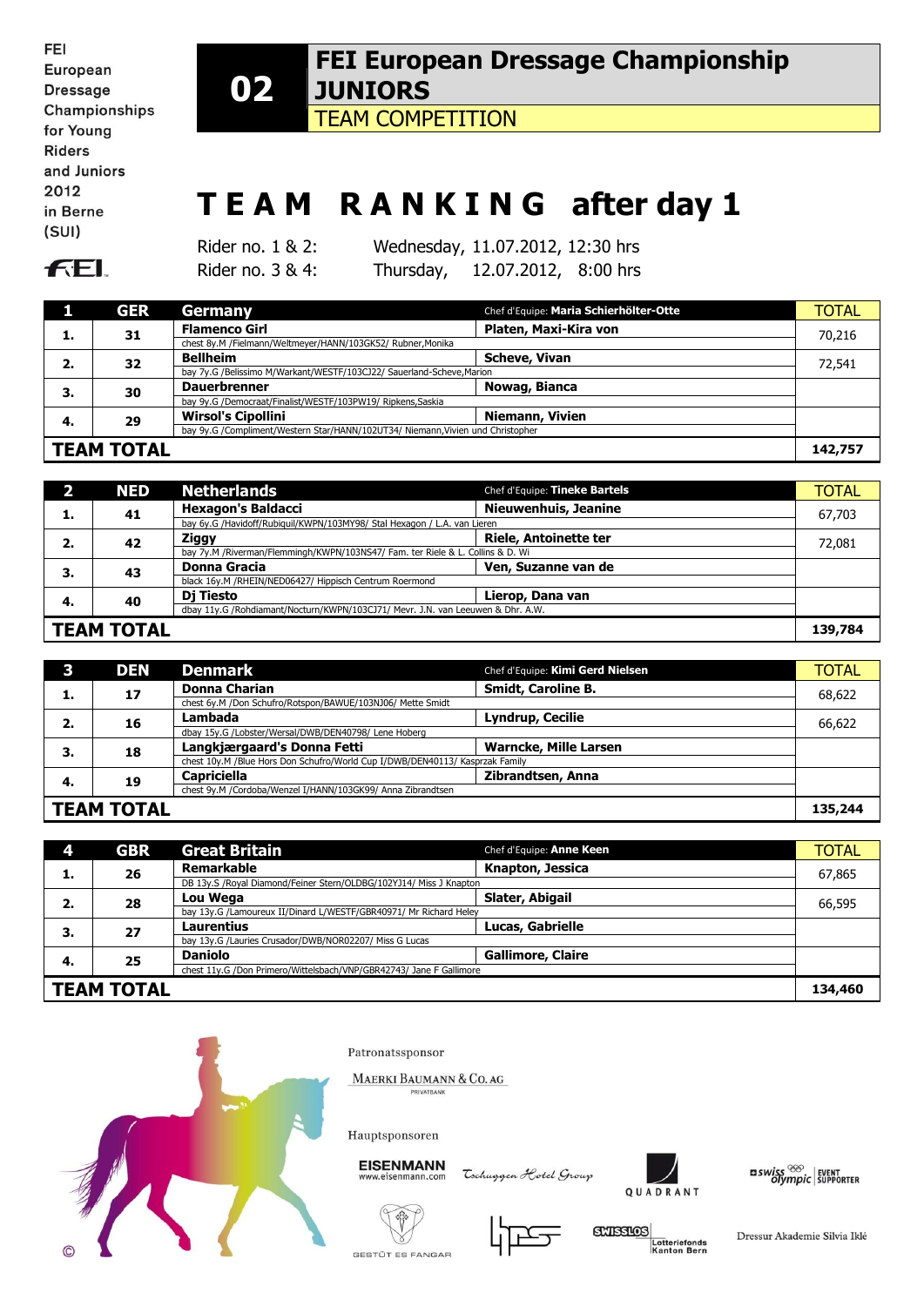FEI European Dressage Championships for Young Riders and Juniors 2012 in Berne (SUI)

# 02 FEI European Dressage Championship JUNIORS

## TEAM COMPETITION

# TEAM RANKING after day 1

Rider no. 1 & 2: Wednesday, 11.07.2012, 12:30 hrs
Rider no. 3 & 4: Thursday, 12.07.2012, 8:00 hrs

| 1 | GER | Germany | Chef d'Equipe: Maria Schierhölter-Otte | TOTAL |
|---|---|---|---|---|
| 1. | 31 | **Flamenco Girl**<br>chest 8y.M /Fielmann/Weltmeyer/HANN/103GK52/ Rubner,Monika | **Platen, Maxi-Kira von** | 70,216 |
| 2. | 32 | **Bellheim**<br>bay 7y.G /Belissimo M/Warkant/WESTF/103CJ22/ Sauerland-Scheve,Marion | **Scheve, Vivan** | 72,541 |
| 3. | 30 | **Dauerbrenner**<br>bay 9y.G /Democraat/Finalist/WESTF/103PW19/ Ripkens,Saskia | **Nowag, Bianca** | |
| 4. | 29 | **Wirsol's Cipollini**<br>bay 9y.G /Compliment/Western Star/HANN/102UT34/ Niemann,Vivien und Christopher | **Niemann, Vivien** | |
| **TEAM TOTAL** | | | | **142,757** |

| 2 | NED | Netherlands | Chef d'Equipe: Tineke Bartels | TOTAL |
|---|---|---|---|---|
| 1. | 41 | **Hexagon's Baldacci**<br>bay 6y.G /Havidoff/Rubiquil/KWPN/103MY98/ Stal Hexagon / L.A. van Lieren | **Nieuwenhuis, Jeanine** | 67,703 |
| 2. | 42 | **Ziggy**<br>bay 7y.M /Riverman/Flemmingh/KWPN/103NS47/ Fam. ter Riele & L. Collins & D. Wi | **Riele, Antoinette ter** | 72,081 |
| 3. | 43 | **Donna Gracia**<br>black 16y.M /RHEIN/NED06427/ Hippisch Centrum Roermond | **Ven, Suzanne van de** | |
| 4. | 40 | **Dj Tiesto**<br>dbay 11y.G /Rohdiamant/Nocturn/KWPN/103CJ71/ Mevr. J.N. van Leeuwen & Dhr. A.W. | **Lierop, Dana van** | |
| **TEAM TOTAL** | | | | **139,784** |

| 3 | DEN | Denmark | Chef d'Equipe: Kimi Gerd Nielsen | TOTAL |
|---|---|---|---|---|
| 1. | 17 | **Donna Charian**<br>chest 6y.M /Don Schufro/Rotspon/BAWUE/103NJ06/ Mette Smidt | **Smidt, Caroline B.** | 68,622 |
| 2. | 16 | **Lambada**<br>dbay 15y.G /Lobster/Wersal/DWB/DEN40798/ Lene Hoberg | **Lyndrup, Cecilie** | 66,622 |
| 3. | 18 | **Langkjærgaard's Donna Fetti**<br>chest 10y.M /Blue Hors Don Schufro/World Cup I/DWB/DEN40113/ Kasprzak Family | **Warncke, Mille Larsen** | |
| 4. | 19 | **Capriciella**<br>chest 9y.M /Cordoba/Wenzel I/HANN/103GK99/ Anna Zibrandtsen | **Zibrandtsen, Anna** | |
| **TEAM TOTAL** | | | | **135,244** |

| 4 | GBR | Great Britain | Chef d'Equipe: Anne Keen | TOTAL |
|---|---|---|---|---|
| 1. | 26 | **Remarkable**<br>DB 13y.S /Royal Diamond/Feiner Stern/OLDBG/102YJ14/ Miss J Knapton | **Knapton, Jessica** | 67,865 |
| 2. | 28 | **Lou Wega**<br>bay 13y.G /Lamoureux II/Dinard L/WESTF/GBR40971/ Mr Richard Heley | **Slater, Abigail** | 66,595 |
| 3. | 27 | **Laurentius**<br>bay 13y.G /Lauries Crusador/DWB/NOR02207/ Miss G Lucas | **Lucas, Gabrielle** | |
| 4. | 25 | **Daniolo**<br>chest 11y.G /Don Primero/Wittelsbach/VNP/GBR42743/ Jane F Gallimore | **Gallimore, Claire** | |
| **TEAM TOTAL** | | | | **134,460** |

Patronatssponsor: Maerki Baumann & Co. AG Privatbank

Hauptsponsoren: Eisenmann (www.eisenmann.com), Tschuggen Hotel Group, Quadrant, Swiss Olympic Event Supporter, Gestüt Es Fangar, Swisslos Lotteriefonds Kanton Bern, Dressur Akademie Silvia Iklé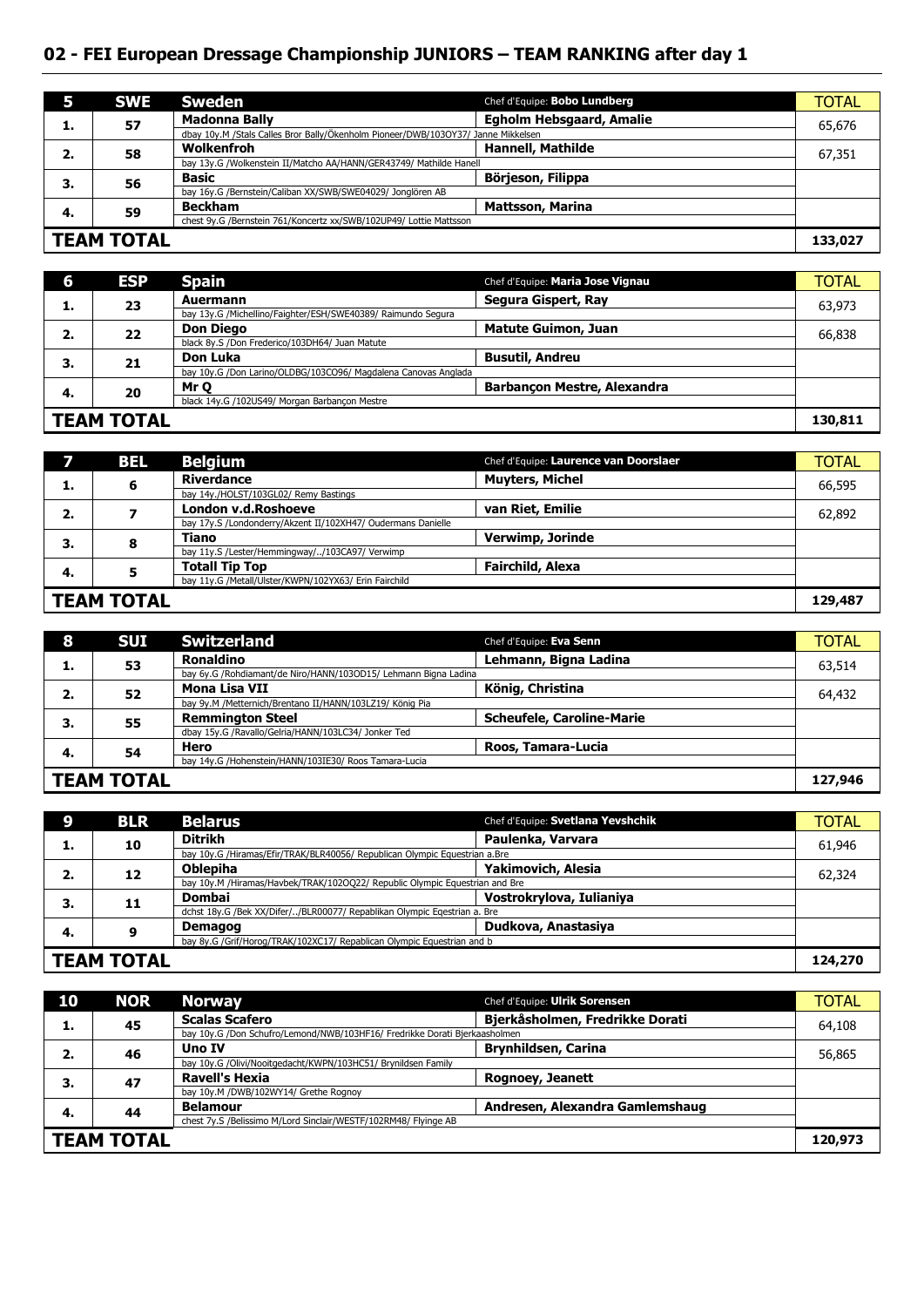## 02 - FEI European Dressage Championship JUNIORS – TEAM RANKING after day 1

| 5 | SWE | Sweden | Chef d'Equipe: **Bobo Lundberg** | TOTAL |
|---|---|---|---|---|
| 1. | 57 | **Madonna Bally**<br>dbay 10y.M /Stals Calles Bror Bally/Ökenholm Pioneer/DWB/103OY37/ Janne Mikkelsen | **Egholm Hebsgaard, Amalie** | 65,676 |
| 2. | 58 | **Wolkenfroh**<br>bay 13y.G /Wolkenstein II/Matcho AA/HANN/GER43749/ Mathilde Hanell | **Hannell, Mathilde** | 67,351 |
| 3. | 56 | **Basic**<br>bay 16y.G /Bernstein/Caliban XX/SWB/SWE04029/ Jonglören AB | **Börjeson, Filippa** | |
| 4. | 59 | **Beckham**<br>chest 9y.G /Bernstein 761/Koncertz xx/SWB/102UP49/ Lottie Mattsson | **Mattsson, Marina** | |
| **TEAM TOTAL** | | | | **133,027** |

| 6 | ESP | Spain | Chef d'Equipe: **Maria Jose Vignau** | TOTAL |
|---|---|---|---|---|
| 1. | 23 | **Auermann**<br>bay 13y.G /Michellino/Faighter/ESH/SWE40389/ Raimundo Segura | **Segura Gispert, Ray** | 63,973 |
| 2. | 22 | **Don Diego**<br>black 8y.S /Don Frederico/103DH64/ Juan Matute | **Matute Guimon, Juan** | 66,838 |
| 3. | 21 | **Don Luka**<br>bay 10y.G /Don Larino/OLDBG/103CO96/ Magdalena Canovas Anglada | **Busutil, Andreu** | |
| 4. | 20 | **Mr Q**<br>black 14y.G /102US49/ Morgan Barbançon Mestre | **Barbançon Mestre, Alexandra** | |
| **TEAM TOTAL** | | | | **130,811** |

| 7 | BEL | Belgium | Chef d'Equipe: **Laurence van Doorslaer** | TOTAL |
|---|---|---|---|---|
| 1. | 6 | **Riverdance**<br>bay 14y./HOLST/103GL02/ Remy Bastings | **Muyters, Michel** | 66,595 |
| 2. | 7 | **London v.d.Roshoeve**<br>bay 17y.S /Londonderry/Akzent II/102XH47/ Oudermans Danielle | **van Riet, Emilie** | 62,892 |
| 3. | 8 | **Tiano**<br>bay 11y.S /Lester/Hemmingway/../103CA97/ Verwimp | **Verwimp, Jorinde** | |
| 4. | 5 | **Totall Tip Top**<br>bay 11y.G /Metall/Ulster/KWPN/102YX63/ Erin Fairchild | **Fairchild, Alexa** | |
| **TEAM TOTAL** | | | | **129,487** |

| 8 | SUI | Switzerland | Chef d'Equipe: **Eva Senn** | TOTAL |
|---|---|---|---|---|
| 1. | 53 | **Ronaldino**<br>bay 6y.G /Rohdiamant/de Niro/HANN/103OD15/ Lehmann Bigna Ladina | **Lehmann, Bigna Ladina** | 63,514 |
| 2. | 52 | **Mona Lisa VII**<br>bay 9y.M /Metternich/Brentano II/HANN/103LZ19/ König Pia | **König, Christina** | 64,432 |
| 3. | 55 | **Remmington Steel**<br>dbay 15y.G /Ravallo/Gelria/HANN/103LC34/ Jonker Ted | **Scheufele, Caroline-Marie** | |
| 4. | 54 | **Hero**<br>bay 14y.G /Hohenstein/HANN/103IE30/ Roos Tamara-Lucia | **Roos, Tamara-Lucia** | |
| **TEAM TOTAL** | | | | **127,946** |

| 9 | BLR | Belarus | Chef d'Equipe: **Svetlana Yevshchik** | TOTAL |
|---|---|---|---|---|
| 1. | 10 | **Ditrikh**<br>bay 10y.G /Hiramas/Efir/TRAK/BLR40056/ Republican Olympic Equestrian a.Bre | **Paulenka, Varvara** | 61,946 |
| 2. | 12 | **Oblepiha**<br>bay 10y.M /Hiramas/Havbek/TRAK/102OQ22/ Republic Olympic Equestrian and Bre | **Yakimovich, Alesia** | 62,324 |
| 3. | 11 | **Dombai**<br>dchst 18y.G /Bek XX/Difer/../BLR00077/ Repablikan Olympic Eqestrian a. Bre | **Vostrokrylova, Iulianiya** | |
| 4. | 9 | **Demagog**<br>bay 8y.G /Grif/Horog/TRAK/102XC17/ Repablican Olympic Equestrian and b | **Dudkova, Anastasiya** | |
| **TEAM TOTAL** | | | | **124,270** |

| 10 | NOR | Norway | Chef d'Equipe: **Ulrik Sorensen** | TOTAL |
|---|---|---|---|---|
| 1. | 45 | **Scalas Scafero**<br>bay 10y.G /Don Schufro/Lemond/NWB/103HF16/ Fredrikke Dorati Bjerkaasholmen | **Bjerkåsholmen, Fredrikke Dorati** | 64,108 |
| 2. | 46 | **Uno IV**<br>bay 10y.G /Olivi/Nooitgedacht/KWPN/103HC51/ Brynildsen Family | **Brynhildsen, Carina** | 56,865 |
| 3. | 47 | **Ravell's Hexia**<br>bay 10y.M /DWB/102WY14/ Grethe Rognoy | **Rognoey, Jeanett** | |
| 4. | 44 | **Belamour**<br>chest 7y.S /Belissimo M/Lord Sinclair/WESTF/102RM48/ Flyinge AB | **Andresen, Alexandra Gamlemshaug** | |
| **TEAM TOTAL** | | | | **120,973** |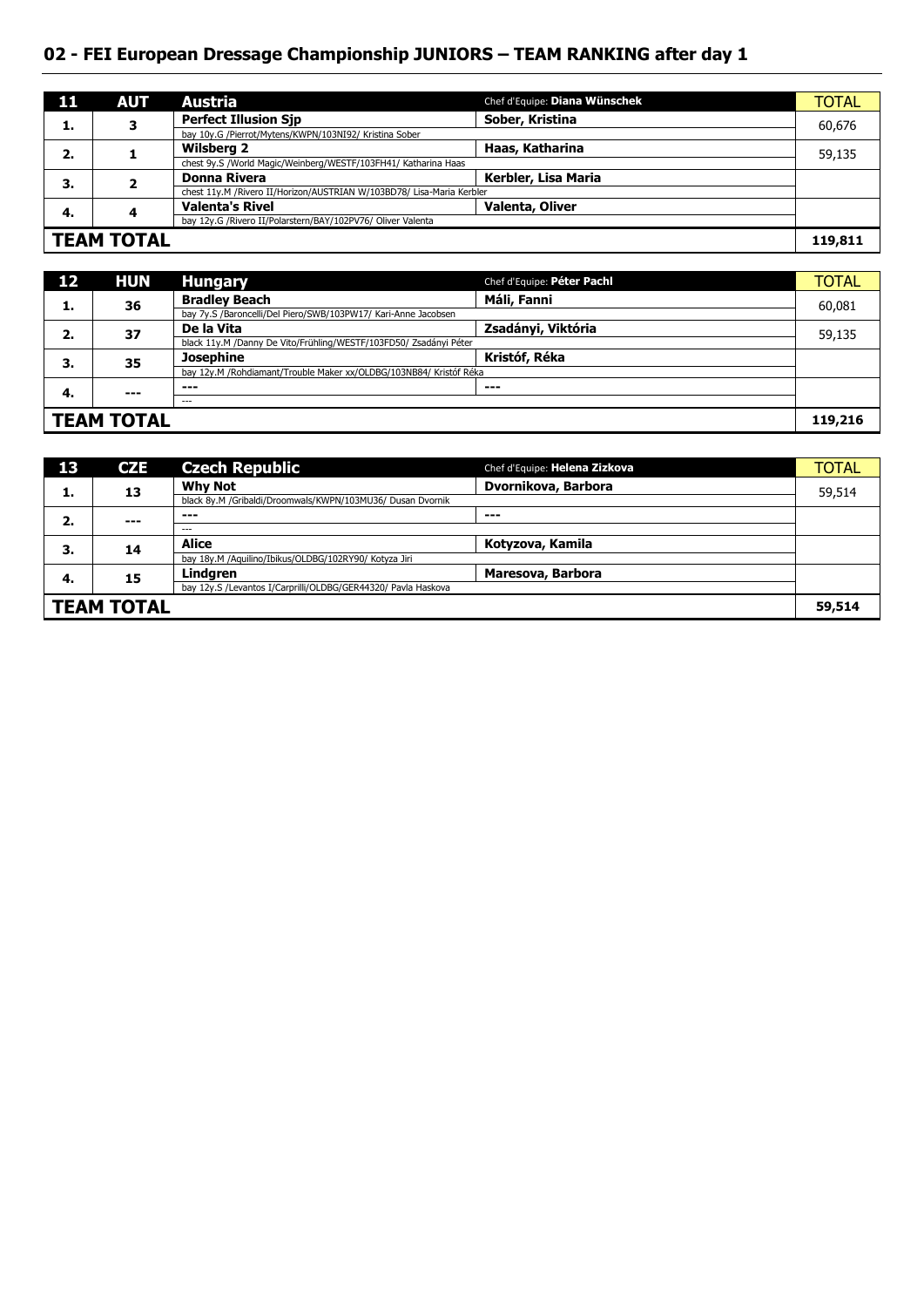## 02 - FEI European Dressage Championship JUNIORS – TEAM RANKING after day 1

| 11 | AUT | Austria | Chef d'Equipe: **Diana Wünschek** | TOTAL |
|---|---|---|---|---|
| **1.** | **3** | **Perfect Illusion Sjp**<br>bay 10y.G /Pierrot/Mytens/KWPN/103NI92/ Kristina Sober | **Sober, Kristina** | 60,676 |
| **2.** | **1** | **Wilsberg 2**<br>chest 9y.S /World Magic/Weinberg/WESTF/103FH41/ Katharina Haas | **Haas, Katharina** | 59,135 |
| **3.** | **2** | **Donna Rivera**<br>chest 11y.M /Rivero II/Horizon/AUSTRIAN W/103BD78/ Lisa-Maria Kerbler | **Kerbler, Lisa Maria** | |
| **4.** | **4** | **Valenta's Rivel**<br>bay 12y.G /Rivero II/Polarstern/BAY/102PV76/ Oliver Valenta | **Valenta, Oliver** | |
| **TEAM TOTAL** | | | | **119,811** |

| 12 | HUN | Hungary | Chef d'Equipe: **Péter Pachl** | TOTAL |
|---|---|---|---|---|
| **1.** | **36** | **Bradley Beach**<br>bay 7y.S /Baroncelli/Del Piero/SWB/103PW17/ Kari-Anne Jacobsen | **Máli, Fanni** | 60,081 |
| **2.** | **37** | **De la Vita**<br>black 11y.M /Danny De Vito/Frühling/WESTF/103FD50/ Zsadányi Péter | **Zsadányi, Viktória** | 59,135 |
| **3.** | **35** | **Josephine**<br>bay 12y.M /Rohdiamant/Trouble Maker xx/OLDBG/103NB84/ Kristóf Réka | **Kristóf, Réka** | |
| **4.** | **---** | **---**<br>--- | **---** | |
| **TEAM TOTAL** | | | | **119,216** |

| 13 | CZE | Czech Republic | Chef d'Equipe: **Helena Zizkova** | TOTAL |
|---|---|---|---|---|
| **1.** | **13** | **Why Not**<br>black 8y.M /Gribaldi/Droomwals/KWPN/103MU36/ Dusan Dvornik | **Dvornikova, Barbora** | 59,514 |
| **2.** | **---** | **---**<br>--- | **---** | |
| **3.** | **14** | **Alice**<br>bay 18y.M /Aquilino/Ibikus/OLDBG/102RY90/ Kotyza Jiri | **Kotyzova, Kamila** | |
| **4.** | **15** | **Lindgren**<br>bay 12y.S /Levantos I/Carprilli/OLDBG/GER44320/ Pavla Haskova | **Maresova, Barbora** | |
| **TEAM TOTAL** | | | | **59,514** |